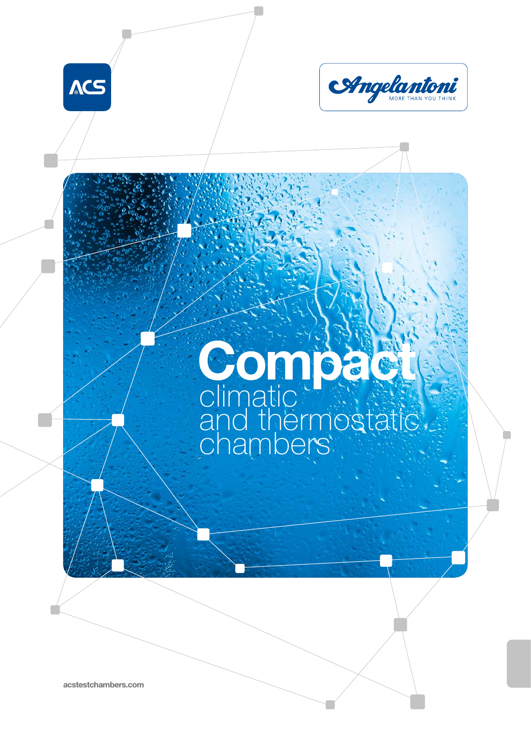ACS

Angelantoni
MORE THAN YOU THINK

# Compact

## climatic and thermostatic chambers

acstestchambers.com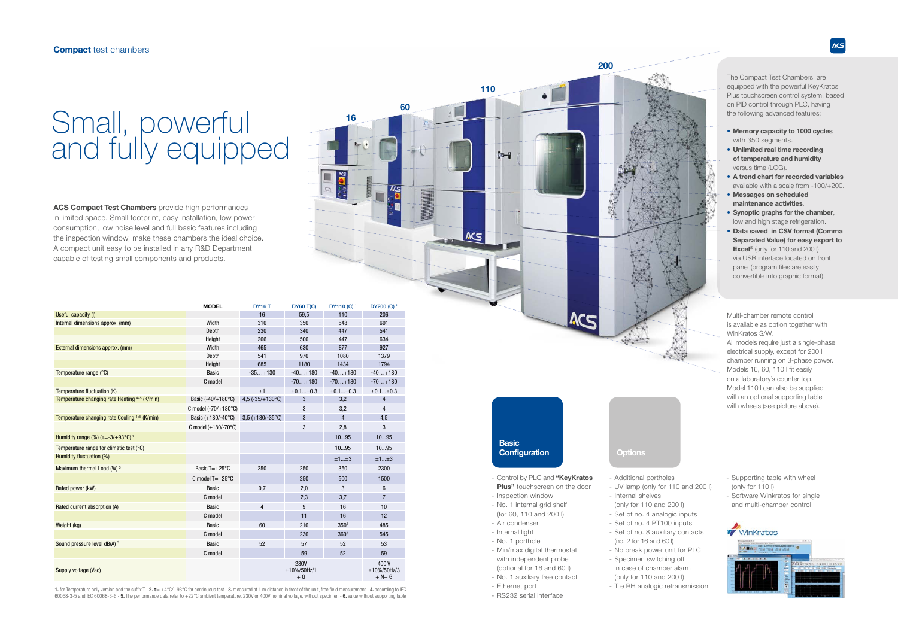**Compact** test chambers

# Small, powerful and fully equipped

**ACS Compact Test Chambers** provide high performances in limited space. Small footprint, easy installation, low power consumption, low noise level and full basic features including the inspection window, make these chambers the ideal choice. A compact unit easy to be installed in any R&D Department capable of testing small components and products.

16 60 110 200

| | MODEL | DY16 T | DY60 T(C) | DY110 (C) [1] | DY200 (C) [1] |
|---|---|---|---|---|---|
| Useful capacity (l) | | 16 | 59,5 | 110 | 206 |
| Internal dimensions approx. (mm) | Width | 310 | 350 | 548 | 601 |
| | Depth | 230 | 340 | 447 | 541 |
| | Height | 206 | 500 | 447 | 634 |
| External dimensions approx. (mm) | Width | 465 | 630 | 877 | 927 |
| | Depth | 541 | 970 | 1080 | 1379 |
| | Height | 685 | 1180 | 1434 | 1794 |
| Temperature range (°C) | Basic | -35…+130 | -40…+180 | -40…+180 | -40…+180 |
| | C model | | -70…+180 | -70…+180 | -70…+180 |
| Temperature fluctuation (K) | | ±1 | ±0.1…±0.3 | ±0.1…±0.3 | ±0.1…±0.3 |
| Temperature changing rate Heating [4-5] (K/min) | Basic (-40/+180°C) | 4,5 (-35/+130°C) | 3 | 3,2 | 4 |
| | C model (-70/+180°C) | | 3 | 3,2 | 4 |
| Temperature changing rate Cooling [4-5] (K/min) | Basic (+180/-40°C) | 3,5 (+130/-35°C) | 3 | 4 | 4,5 |
| | C model (+180/-70°C) | | 3 | 2,8 | 3 |
| Humidity range (%) (τ=-3/+93°C) [2] | | | | 10...95 | 10...95 |
| Temperature range for climatic test (°C) | | | | 10...95 | 10...95 |
| Humidity fluctuation (%) | | | | ±1...±3 | ±1...±3 |
| Maximum thermal Load (W) [5] | Basic T=+25°C | 250 | 250 | 350 | 2300 |
| | C model T=+25°C | | 250 | 500 | 1500 |
| Rated power (kW) | Basic | 0,7 | 2,0 | 3 | 6 |
| | C model | | 2,3 | 3,7 | 7 |
| Rated current absorption (A) | Basic | 4 | 9 | 16 | 10 |
| | C model | | 11 | 16 | 12 |
| Weight (kg) | Basic | 60 | 210 | 350[6] | 485 |
| | C model | | 230 | 360[6] | 545 |
| Sound pressure level dB(A) [3] | Basic | 52 | 57 | 52 | 53 |
| | C model | | 59 | 52 | 59 |
| Supply voltage (Vac) | | 230V ±10%/50Hz/1 + G | | | 400 V ±10%/50Hz/3 + N+ G |

**1.** for Temperature only version add the suffix T - **2.** τ= +4°C/+93°C for continuous test - **3.** measured at 1 m distance in front of the unit, free field measurement - **4.** according to IEC 60068-3-5 and IEC 60068-3-6 - **5.** The performance data refer to +22°C ambient temperature, 230V or 400V nominal voltage, without specimen - **6.** value without supporting table

The Compact Test Chambers are equipped with the powerful KeyKratos Plus touchscreen control system, based on PID control through PLC, having the following advanced features:

- **Memory capacity to 1000 cycles** with 350 segments.
- **Unlimited real time recording of temperature and humidity** versus time (LOG).
- **A trend chart for recorded variables** available with a scale from -100/+200.
- **Messages on scheduled maintenance activities**.
- **Synoptic graphs for the chamber**, low and high stage refrigeration.
- **Data saved in CSV format (Comma Separated Value) for easy export to Excel®** (only for 110 and 200 l) via USB interface located on front panel (program files are easily convertible into graphic format).

Multi-chamber remote control is available as option together with WinKratos S/W.
All models require just a single-phase electrical supply, except for 200 l chamber running on 3-phase power. Models 16, 60, 110 l fit easily on a laboratory's counter top. Model 110 l can also be supplied with an optional supporting table with wheels (see picture above).

## Basic Configuration

- Control by PLC and **"KeyKratos Plus"** touchscreen on the door
- Inspection window
- No. 1 internal grid shelf (for 60, 110 and 200 l)
- Air condenser
- Internal light
- No. 1 porthole
- Min/max digital thermostat with independent probe (optional for 16 and 60 l)
- No. 1 auxiliary free contact
- Ethernet port
- RS232 serial interface

## Options

- Additional portholes
- UV lamp (only for 110 and 200 l)
- Internal shelves (only for 110 and 200 l)
- Set of no. 4 analogic inputs
- Set of no. 4 PT100 inputs
- Set of no. 8 auxiliary contacts (no. 2 for 16 and 60 l)
- No break power unit for PLC
- Specimen switching off in case of chamber alarm (only for 110 and 200 l)
- T e RH analogic retransmission
- Supporting table with wheel (only for 110 l)
- Software Winkratos for single and multi-chamber control

WinKratos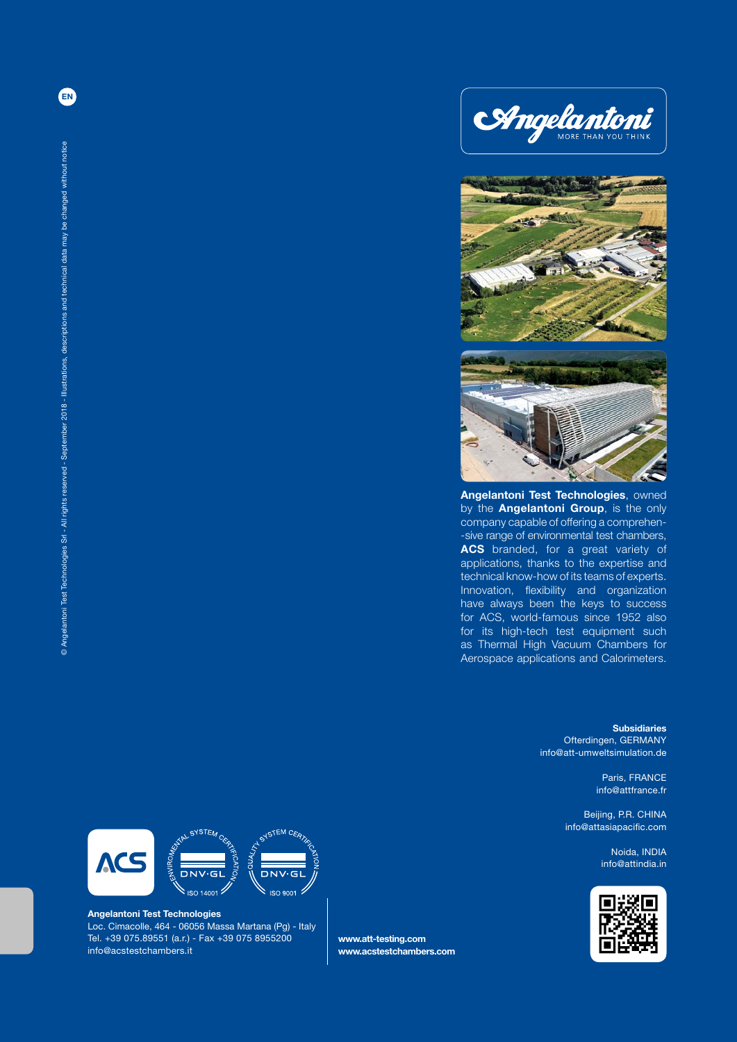EN

© Angelantoni Test Technologies Srl - All rights reserved - September 2018 - Illustrations, descriptions and technical data may be changed without notice

Angelantoni
MORE THAN YOU THINK

**Angelantoni Test Technologies**, owned by the **Angelantoni Group**, is the only company capable of offering a comprehen--sive range of environmental test chambers, **ACS** branded, for a great variety of applications, thanks to the expertise and technical know-how of its teams of experts. Innovation, flexibility and organization have always been the keys to success for ACS, world-famous since 1952 also for its high-tech test equipment such as Thermal High Vacuum Chambers for Aerospace applications and Calorimeters.

**Subsidiaries**

Ofterdingen, GERMANY
info@att-umweltsimulation.de

Paris, FRANCE
info@attfrance.fr

Beijing, P.R. CHINA
info@attasiapacific.com

Noida, INDIA
info@attindia.in

ACS

ENVIRONMENTAL SYSTEM CERTIFICATION DNV·GL ISO 14001

QUALITY SYSTEM CERTIFICATION DNV·GL ISO 9001

**Angelantoni Test Technologies**
Loc. Cimacolle, 464 - 06056 Massa Martana (Pg) - Italy
Tel. +39 075.89551 (a.r.) - Fax +39 075 8955200
info@acstestchambers.it

**www.att-testing.com**
**www.acstestchambers.com**